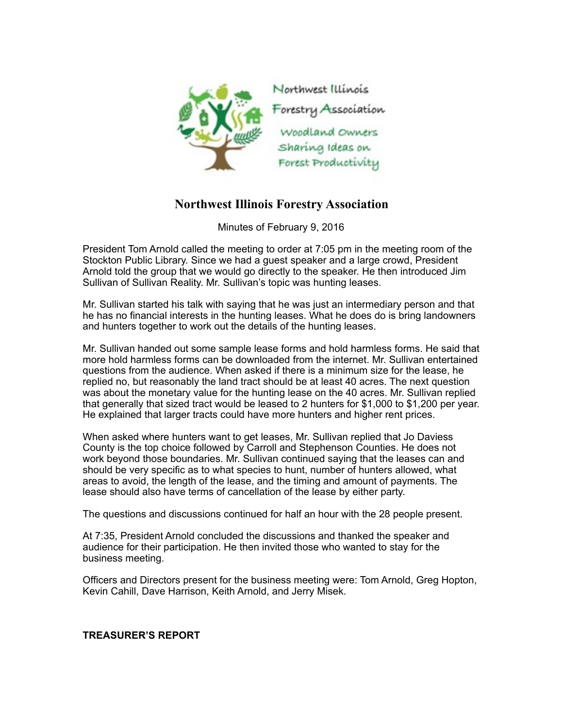# Northwest Illinois Forestry Association

Minutes of February 9, 2016

President Tom Arnold called the meeting to order at 7:05 pm in the meeting room of the Stockton Public Library. Since we had a guest speaker and a large crowd, President Arnold told the group that we would go directly to the speaker. He then introduced Jim Sullivan of Sullivan Reality. Mr. Sullivan's topic was hunting leases.

Mr. Sullivan started his talk with saying that he was just an intermediary person and that he has no financial interests in the hunting leases. What he does do is bring landowners and hunters together to work out the details of the hunting leases.

Mr. Sullivan handed out some sample lease forms and hold harmless forms. He said that more hold harmless forms can be downloaded from the internet. Mr. Sullivan entertained questions from the audience. When asked if there is a minimum size for the lease, he replied no, but reasonably the land tract should be at least 40 acres. The next question was about the monetary value for the hunting lease on the 40 acres. Mr. Sullivan replied that generally that sized tract would be leased to 2 hunters for $1,000 to $1,200 per year. He explained that larger tracts could have more hunters and higher rent prices.

When asked where hunters want to get leases, Mr. Sullivan replied that Jo Daviess County is the top choice followed by Carroll and Stephenson Counties. He does not work beyond those boundaries. Mr. Sullivan continued saying that the leases can and should be very specific as to what species to hunt, number of hunters allowed, what areas to avoid, the length of the lease, and the timing and amount of payments. The lease should also have terms of cancellation of the lease by either party.

The questions and discussions continued for half an hour with the 28 people present.

At 7:35, President Arnold concluded the discussions and thanked the speaker and audience for their participation. He then invited those who wanted to stay for the business meeting.

Officers and Directors present for the business meeting were: Tom Arnold, Greg Hopton, Kevin Cahill, Dave Harrison, Keith Arnold, and Jerry Misek.

**TREASURER'S REPORT**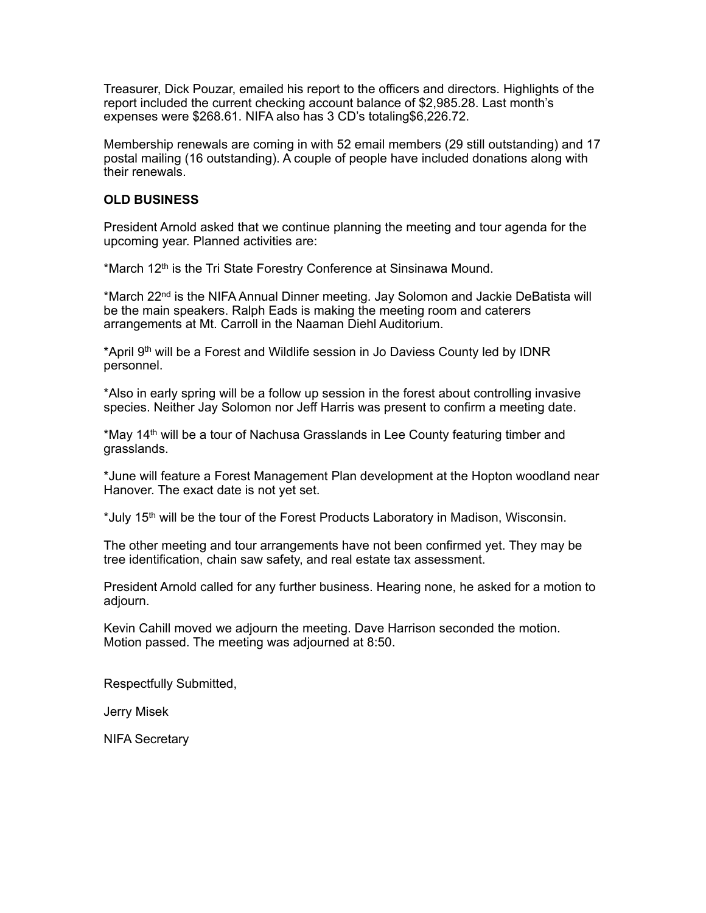Treasurer, Dick Pouzar, emailed his report to the officers and directors. Highlights of the report included the current checking account balance of $2,985.28. Last month's expenses were $268.61. NIFA also has 3 CD's totaling$6,226.72.

Membership renewals are coming in with 52 email members (29 still outstanding) and 17 postal mailing (16 outstanding). A couple of people have included donations along with their renewals.

**OLD BUSINESS**

President Arnold asked that we continue planning the meeting and tour agenda for the upcoming year. Planned activities are:

*March 12th is the Tri State Forestry Conference at Sinsinawa Mound.

*March 22nd is the NIFA Annual Dinner meeting. Jay Solomon and Jackie DeBatista will be the main speakers. Ralph Eads is making the meeting room and caterers arrangements at Mt. Carroll in the Naaman Diehl Auditorium.

*April 9th will be a Forest and Wildlife session in Jo Daviess County led by IDNR personnel.

*Also in early spring will be a follow up session in the forest about controlling invasive species. Neither Jay Solomon nor Jeff Harris was present to confirm a meeting date.

*May 14th will be a tour of Nachusa Grasslands in Lee County featuring timber and grasslands.

*June will feature a Forest Management Plan development at the Hopton woodland near Hanover. The exact date is not yet set.

*July 15th will be the tour of the Forest Products Laboratory in Madison, Wisconsin.

The other meeting and tour arrangements have not been confirmed yet. They may be tree identification, chain saw safety, and real estate tax assessment.

President Arnold called for any further business. Hearing none, he asked for a motion to adjourn.

Kevin Cahill moved we adjourn the meeting. Dave Harrison seconded the motion. Motion passed. The meeting was adjourned at 8:50.

Respectfully Submitted,

Jerry Misek

NIFA Secretary